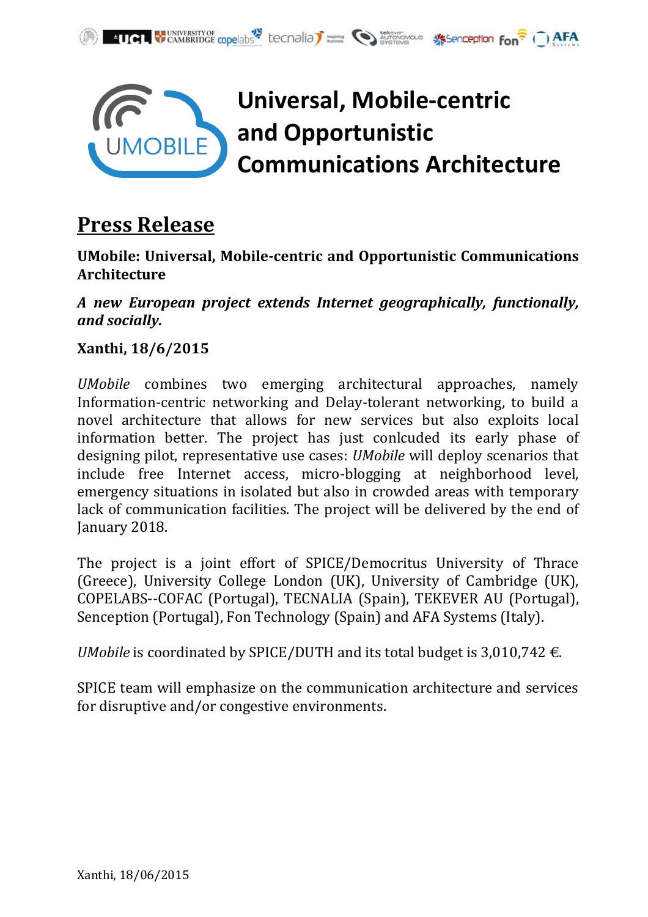# Universal, Mobile-centric and Opportunistic Communications Architecture

## Press Release

**UMobile: Universal, Mobile-centric and Opportunistic Communications Architecture**

***A new European project extends Internet geographically, functionally, and socially.***

**Xanthi, 18/6/2015**

*UMobile* combines two emerging architectural approaches, namely Information-centric networking and Delay-tolerant networking, to build a novel architecture that allows for new services but also exploits local information better. The project has just conlcuded its early phase of designing pilot, representative use cases: *UMobile* will deploy scenarios that include free Internet access, micro-blogging at neighborhood level, emergency situations in isolated but also in crowded areas with temporary lack of communication facilities. The project will be delivered by the end of January 2018.

The project is a joint effort of SPICE/Democritus University of Thrace (Greece), University College London (UK), University of Cambridge (UK), COPELABS--COFAC (Portugal), TECNALIA (Spain), TEKEVER AU (Portugal), Senception (Portugal), Fon Technology (Spain) and AFA Systems (Italy).

*UMobile* is coordinated by SPICE/DUTH and its total budget is 3,010,742 €.

SPICE team will emphasize on the communication architecture and services for disruptive and/or congestive environments.

Xanthi, 18/06/2015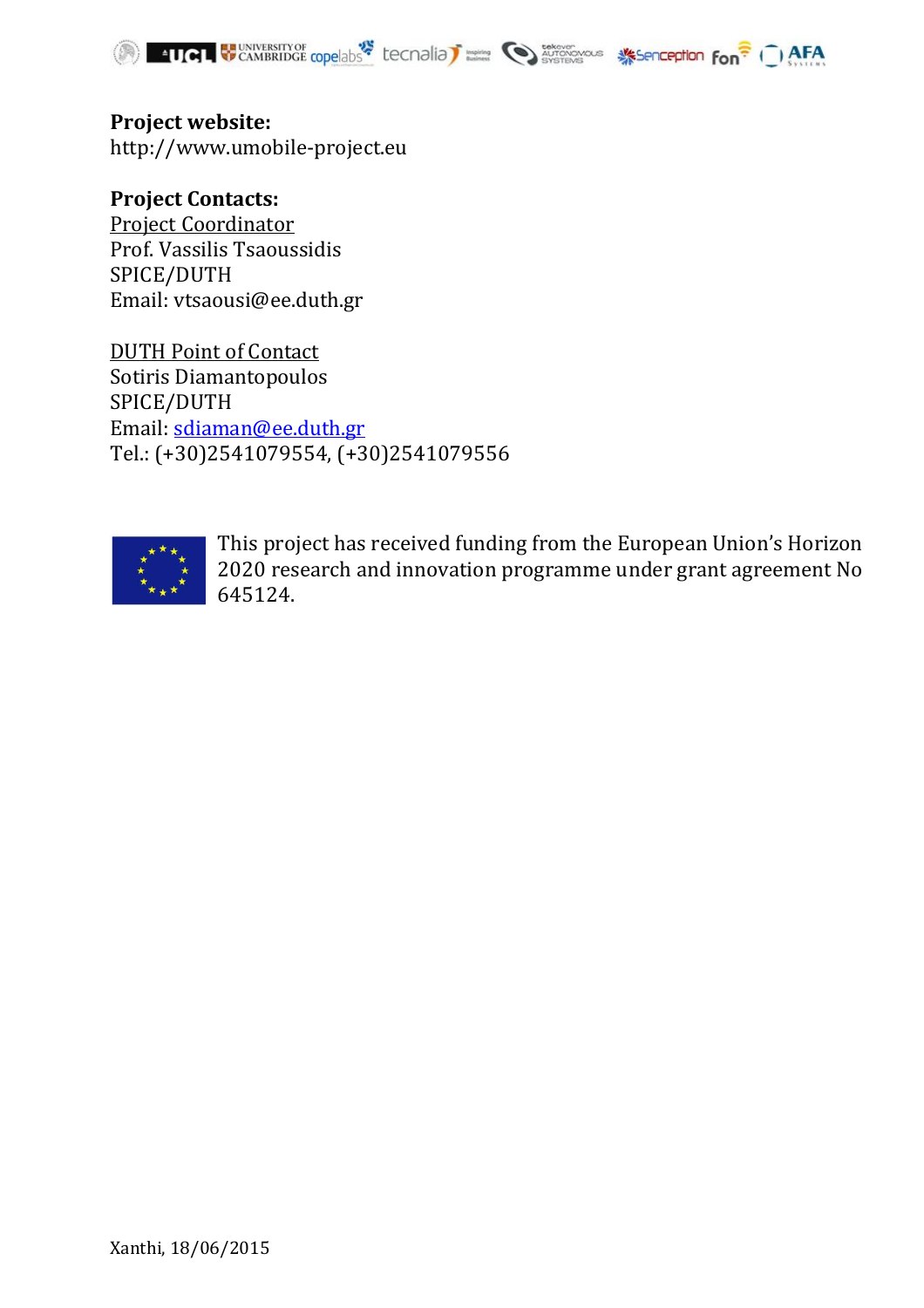**Project website:**
http://www.umobile-project.eu

**Project Contacts:**
Project Coordinator
Prof. Vassilis Tsaoussidis
SPICE/DUTH
Email: vtsaousi@ee.duth.gr

DUTH Point of Contact
Sotiris Diamantopoulos
SPICE/DUTH
Email: sdiaman@ee.duth.gr
Tel.: (+30)2541079554, (+30)2541079556

This project has received funding from the European Union's Horizon 2020 research and innovation programme under grant agreement No 645124.

Xanthi, 18/06/2015